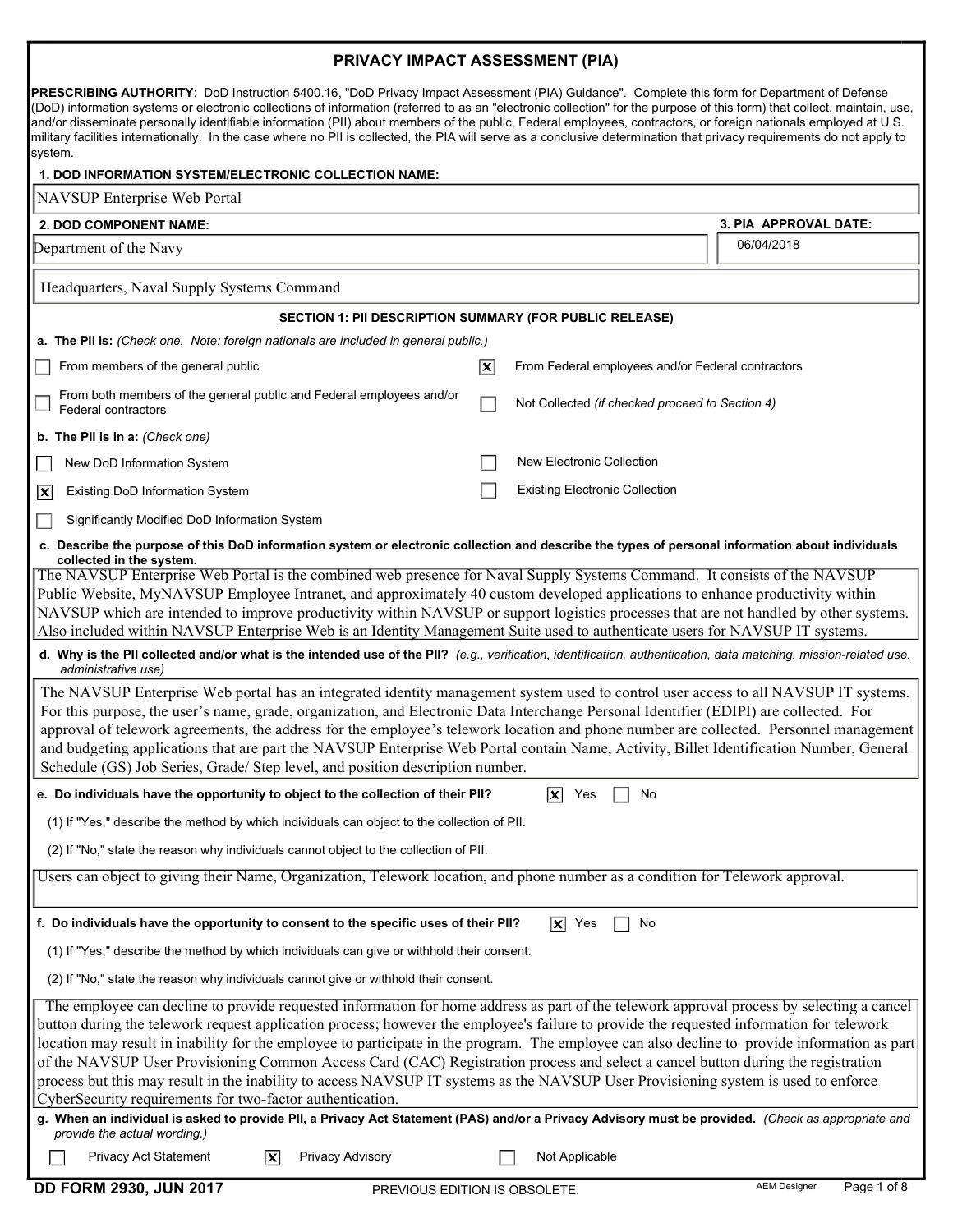# PRIVACY IMPACT ASSESSMENT (PIA)

**PRESCRIBING AUTHORITY**: DoD Instruction 5400.16, "DoD Privacy Impact Assessment (PIA) Guidance". Complete this form for Department of Defense (DoD) information systems or electronic collections of information (referred to as an "electronic collection" for the purpose of this form) that collect, maintain, use, and/or disseminate personally identifiable information (PII) about members of the public, Federal employees, contractors, or foreign nationals employed at U.S. military facilities internationally. In the case where no PII is collected, the PIA will serve as a conclusive determination that privacy requirements do not apply to system.

**1. DOD INFORMATION SYSTEM/ELECTRONIC COLLECTION NAME:**

NAVSUP Enterprise Web Portal

**2. DOD COMPONENT NAME:**

Department of the Navy

Headquarters, Naval Supply Systems Command

**3. PIA APPROVAL DATE:**

06/04/2018

## SECTION 1: PII DESCRIPTION SUMMARY (FOR PUBLIC RELEASE)

**a. The PII is:** *(Check one. Note: foreign nationals are included in general public.)*

- [ ] From members of the general public
- [x] From Federal employees and/or Federal contractors
- [ ] From both members of the general public and Federal employees and/or Federal contractors
- [ ] Not Collected *(if checked proceed to Section 4)*

**b. The PII is in a:** *(Check one)*

- [ ] New DoD Information System
- [ ] New Electronic Collection
- [x] Existing DoD Information System
- [ ] Existing Electronic Collection
- [ ] Significantly Modified DoD Information System

**c. Describe the purpose of this DoD information system or electronic collection and describe the types of personal information about individuals collected in the system.**

The NAVSUP Enterprise Web Portal is the combined web presence for Naval Supply Systems Command. It consists of the NAVSUP Public Website, MyNAVSUP Employee Intranet, and approximately 40 custom developed applications to enhance productivity within NAVSUP which are intended to improve productivity within NAVSUP or support logistics processes that are not handled by other systems. Also included within NAVSUP Enterprise Web is an Identity Management Suite used to authenticate users for NAVSUP IT systems.

**d. Why is the PII collected and/or what is the intended use of the PII?** *(e.g., verification, identification, authentication, data matching, mission-related use, administrative use)*

The NAVSUP Enterprise Web portal has an integrated identity management system used to control user access to all NAVSUP IT systems. For this purpose, the user's name, grade, organization, and Electronic Data Interchange Personal Identifier (EDIPI) are collected. For approval of telework agreements, the address for the employee's telework location and phone number are collected. Personnel management and budgeting applications that are part the NAVSUP Enterprise Web Portal contain Name, Activity, Billet Identification Number, General Schedule (GS) Job Series, Grade/ Step level, and position description number.

**e. Do individuals have the opportunity to object to the collection of their PII?** [x] Yes [ ] No

(1) If "Yes," describe the method by which individuals can object to the collection of PII.

(2) If "No," state the reason why individuals cannot object to the collection of PII.

Users can object to giving their Name, Organization, Telework location, and phone number as a condition for Telework approval.

**f. Do individuals have the opportunity to consent to the specific uses of their PII?** [x] Yes [ ] No

(1) If "Yes," describe the method by which individuals can give or withhold their consent.

(2) If "No," state the reason why individuals cannot give or withhold their consent.

The employee can decline to provide requested information for home address as part of the telework approval process by selecting a cancel button during the telework request application process; however the employee's failure to provide the requested information for telework location may result in inability for the employee to participate in the program. The employee can also decline to provide information as part of the NAVSUP User Provisioning Common Access Card (CAC) Registration process and select a cancel button during the registration process but this may result in the inability to access NAVSUP IT systems as the NAVSUP User Provisioning system is used to enforce CyberSecurity requirements for two-factor authentication.

**g. When an individual is asked to provide PII, a Privacy Act Statement (PAS) and/or a Privacy Advisory must be provided.** *(Check as appropriate and provide the actual wording.)*

- [ ] Privacy Act Statement
- [x] Privacy Advisory
- [ ] Not Applicable

DD FORM 2930, JUN 2017 PREVIOUS EDITION IS OBSOLETE.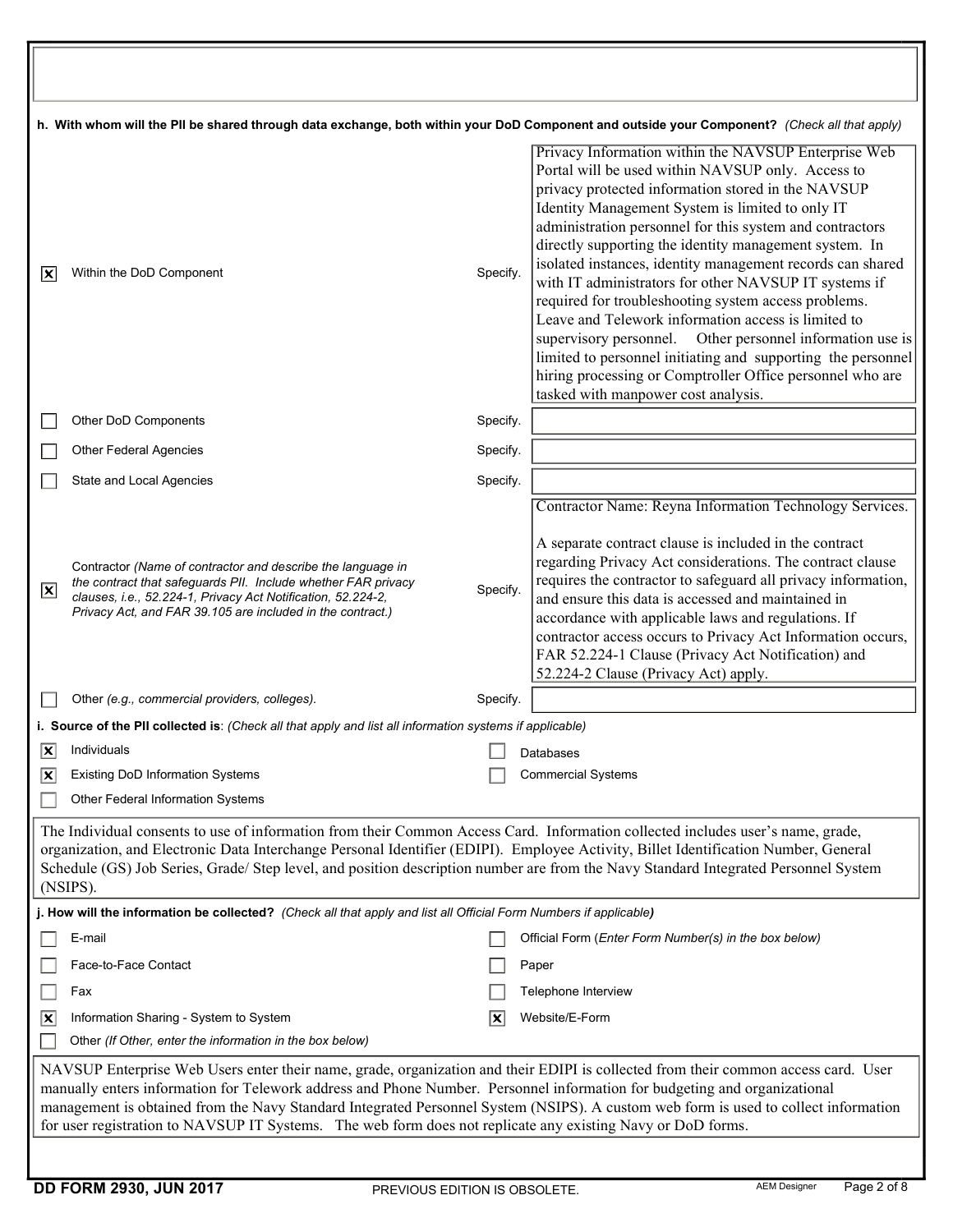**h. With whom will the PII be shared through data exchange, both within your DoD Component and outside your Component?** *(Check all that apply)*

- [x] Within the DoD Component — Specify: Privacy Information within the NAVSUP Enterprise Web Portal will be used within NAVSUP only. Access to privacy protected information stored in the NAVSUP Identity Management System is limited to only IT administration personnel for this system and contractors directly supporting the identity management system. In isolated instances, identity management records can shared with IT administrators for other NAVSUP IT systems if required for troubleshooting system access problems. Leave and Telework information access is limited to supervisory personnel. Other personnel information use is limited to personnel initiating and supporting the personnel hiring processing or Comptroller Office personnel who are tasked with manpower cost analysis.
- [ ] Other DoD Components — Specify:
- [ ] Other Federal Agencies — Specify:
- [ ] State and Local Agencies — Specify:
- [x] Contractor *(Name of contractor and describe the language in the contract that safeguards PII. Include whether FAR privacy clauses, i.e., 52.224-1, Privacy Act Notification, 52.224-2, Privacy Act, and FAR 39.105 are included in the contract.)* — Specify: Contractor Name: Reyna Information Technology Services.

  A separate contract clause is included in the contract regarding Privacy Act considerations. The contract clause requires the contractor to safeguard all privacy information, and ensure this data is accessed and maintained in accordance with applicable laws and regulations. If contractor access occurs to Privacy Act Information occurs, FAR 52.224-1 Clause (Privacy Act Notification) and 52.224-2 Clause (Privacy Act) apply.
- [ ] Other *(e.g., commercial providers, colleges).* — Specify:

**i. Source of the PII collected is**: *(Check all that apply and list all information systems if applicable)*

- [x] Individuals
- [ ] Databases
- [x] Existing DoD Information Systems
- [ ] Commercial Systems
- [ ] Other Federal Information Systems

The Individual consents to use of information from their Common Access Card. Information collected includes user's name, grade, organization, and Electronic Data Interchange Personal Identifier (EDIPI). Employee Activity, Billet Identification Number, General Schedule (GS) Job Series, Grade/ Step level, and position description number are from the Navy Standard Integrated Personnel System (NSIPS).

**j. How will the information be collected?** *(Check all that apply and list all Official Form Numbers if applicable)*

- [ ] E-mail
- [ ] Official Form (*Enter Form Number(s) in the box below*)
- [ ] Face-to-Face Contact
- [ ] Paper
- [ ] Fax
- [ ] Telephone Interview
- [x] Information Sharing - System to System
- [x] Website/E-Form
- [ ] Other *(If Other, enter the information in the box below)*

NAVSUP Enterprise Web Users enter their name, grade, organization and their EDIPI is collected from their common access card. User manually enters information for Telework address and Phone Number. Personnel information for budgeting and organizational management is obtained from the Navy Standard Integrated Personnel System (NSIPS). A custom web form is used to collect information for user registration to NAVSUP IT Systems. The web form does not replicate any existing Navy or DoD forms.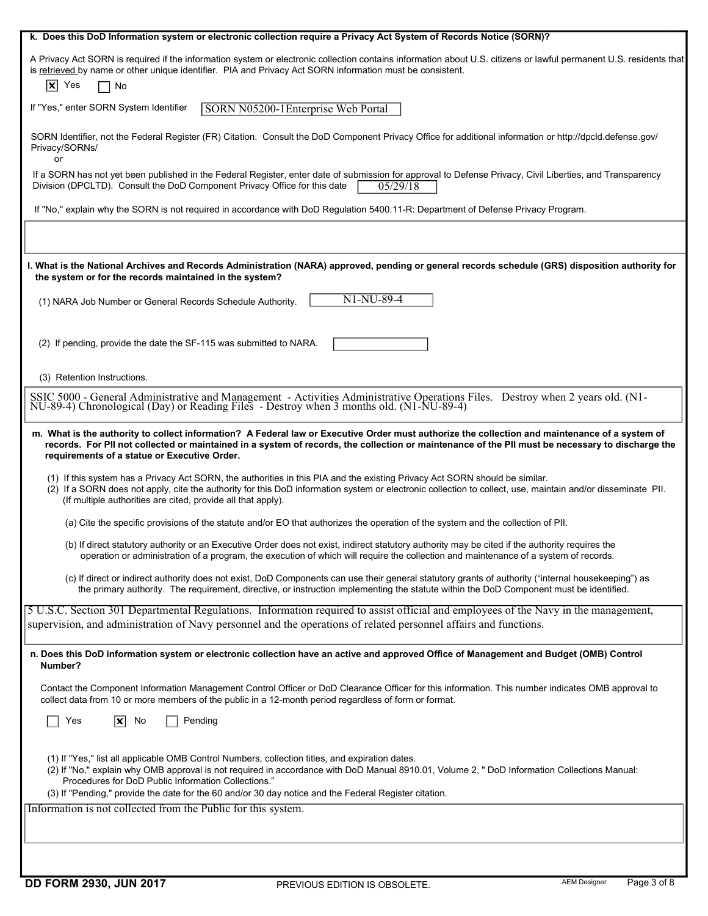**k. Does this DoD Information system or electronic collection require a Privacy Act System of Records Notice (SORN)?**

A Privacy Act SORN is required if the information system or electronic collection contains information about U.S. citizens or lawful permanent U.S. residents that is retrieved by name or other unique identifier. PIA and Privacy Act SORN information must be consistent.

[X] Yes [ ] No

If "Yes," enter SORN System Identifier: SORN N05200-1Enterprise Web Portal

SORN Identifier, not the Federal Register (FR) Citation. Consult the DoD Component Privacy Office for additional information or http://dpcld.defense.gov/Privacy/SORNs/

*or*

If a SORN has not yet been published in the Federal Register, enter date of submission for approval to Defense Privacy, Civil Liberties, and Transparency Division (DPCLTD). Consult the DoD Component Privacy Office for this date: 05/29/18

If "No," explain why the SORN is not required in accordance with DoD Regulation 5400.11-R: Department of Defense Privacy Program.

**l. What is the National Archives and Records Administration (NARA) approved, pending or general records schedule (GRS) disposition authority for the system or for the records maintained in the system?**

(1) NARA Job Number or General Records Schedule Authority. N1-NU-89-4

(2) If pending, provide the date the SF-115 was submitted to NARA.

(3) Retention Instructions.

SSIC 5000 - General Administrative and Management - Activities Administrative Operations Files. Destroy when 2 years old. (N1-NU-89-4) Chronological (Day) or Reading Files - Destroy when 3 months old. (N1-NU-89-4)

**m. What is the authority to collect information? A Federal law or Executive Order must authorize the collection and maintenance of a system of records. For PII not collected or maintained in a system of records, the collection or maintenance of the PII must be necessary to discharge the requirements of a statue or Executive Order.**

(1) If this system has a Privacy Act SORN, the authorities in this PIA and the existing Privacy Act SORN should be similar.
(2) If a SORN does not apply, cite the authority for this DoD information system or electronic collection to collect, use, maintain and/or disseminate PII. (If multiple authorities are cited, provide all that apply).

(a) Cite the specific provisions of the statute and/or EO that authorizes the operation of the system and the collection of PII.

(b) If direct statutory authority or an Executive Order does not exist, indirect statutory authority may be cited if the authority requires the operation or administration of a program, the execution of which will require the collection and maintenance of a system of records.

(c) If direct or indirect authority does not exist, DoD Components can use their general statutory grants of authority ("internal housekeeping") as the primary authority. The requirement, directive, or instruction implementing the statute within the DoD Component must be identified.

5 U.S.C. Section 301 Departmental Regulations. Information required to assist official and employees of the Navy in the management, supervision, and administration of Navy personnel and the operations of related personnel affairs and functions.

**n. Does this DoD information system or electronic collection have an active and approved Office of Management and Budget (OMB) Control Number?**

Contact the Component Information Management Control Officer or DoD Clearance Officer for this information. This number indicates OMB approval to collect data from 10 or more members of the public in a 12-month period regardless of form or format.

[ ] Yes [X] No [ ] Pending

(1) If "Yes," list all applicable OMB Control Numbers, collection titles, and expiration dates.
(2) If "No," explain why OMB approval is not required in accordance with DoD Manual 8910.01, Volume 2, " DoD Information Collections Manual: Procedures for DoD Public Information Collections."
(3) If "Pending," provide the date for the 60 and/or 30 day notice and the Federal Register citation.

Information is not collected from the Public for this system.

DD FORM 2930, JUN 2017 PREVIOUS EDITION IS OBSOLETE. AEM Designer